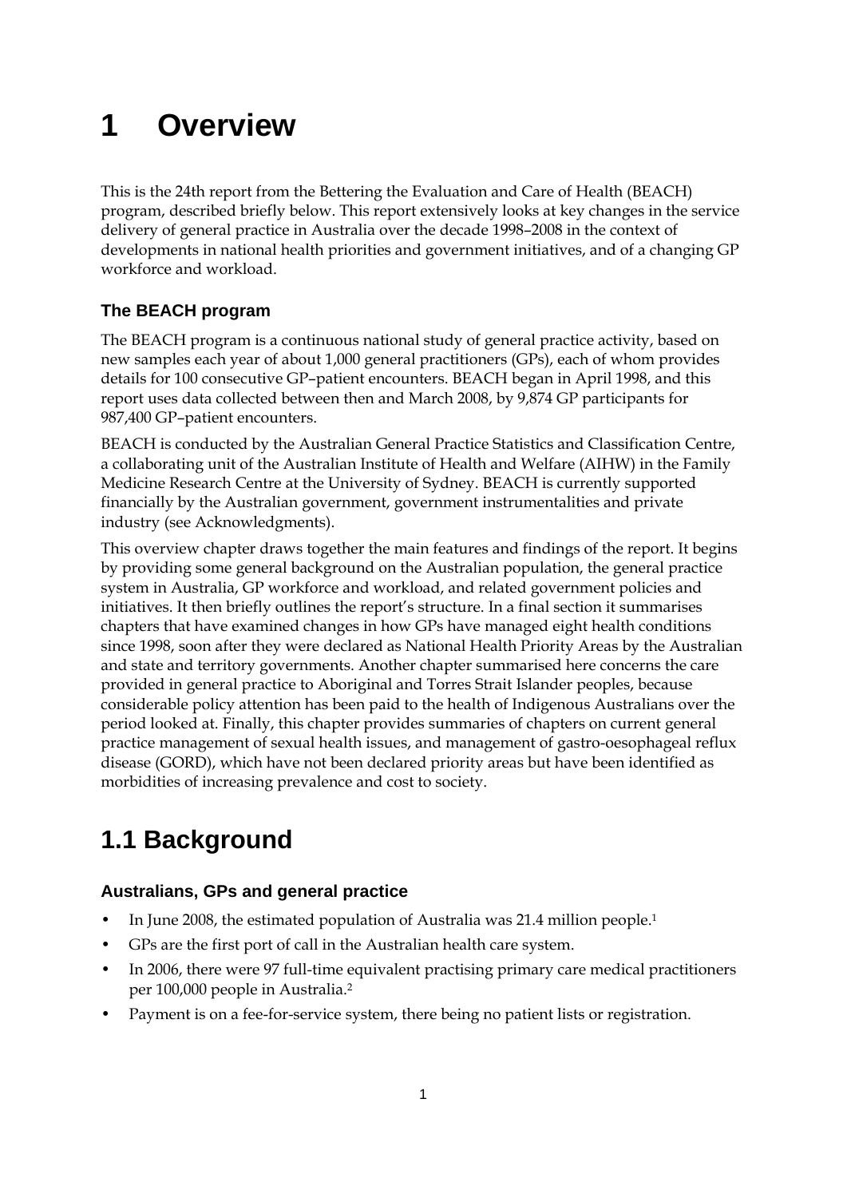# 1 Overview

This is the 24th report from the Bettering the Evaluation and Care of Health (BEACH) program, described briefly below. This report extensively looks at key changes in the service delivery of general practice in Australia over the decade 1998–2008 in the context of developments in national health priorities and government initiatives, and of a changing GP workforce and workload.

### The BEACH program

The BEACH program is a continuous national study of general practice activity, based on new samples each year of about 1,000 general practitioners (GPs), each of whom provides details for 100 consecutive GP–patient encounters. BEACH began in April 1998, and this report uses data collected between then and March 2008, by 9,874 GP participants for 987,400 GP–patient encounters.

BEACH is conducted by the Australian General Practice Statistics and Classification Centre, a collaborating unit of the Australian Institute of Health and Welfare (AIHW) in the Family Medicine Research Centre at the University of Sydney. BEACH is currently supported financially by the Australian government, government instrumentalities and private industry (see Acknowledgments).

This overview chapter draws together the main features and findings of the report. It begins by providing some general background on the Australian population, the general practice system in Australia, GP workforce and workload, and related government policies and initiatives. It then briefly outlines the report's structure. In a final section it summarises chapters that have examined changes in how GPs have managed eight health conditions since 1998, soon after they were declared as National Health Priority Areas by the Australian and state and territory governments. Another chapter summarised here concerns the care provided in general practice to Aboriginal and Torres Strait Islander peoples, because considerable policy attention has been paid to the health of Indigenous Australians over the period looked at. Finally, this chapter provides summaries of chapters on current general practice management of sexual health issues, and management of gastro-oesophageal reflux disease (GORD), which have not been declared priority areas but have been identified as morbidities of increasing prevalence and cost to society.

## 1.1 Background

### Australians, GPs and general practice

- In June 2008, the estimated population of Australia was 21.4 million people.[1]
- GPs are the first port of call in the Australian health care system.
- In 2006, there were 97 full-time equivalent practising primary care medical practitioners per 100,000 people in Australia.[2]
- Payment is on a fee-for-service system, there being no patient lists or registration.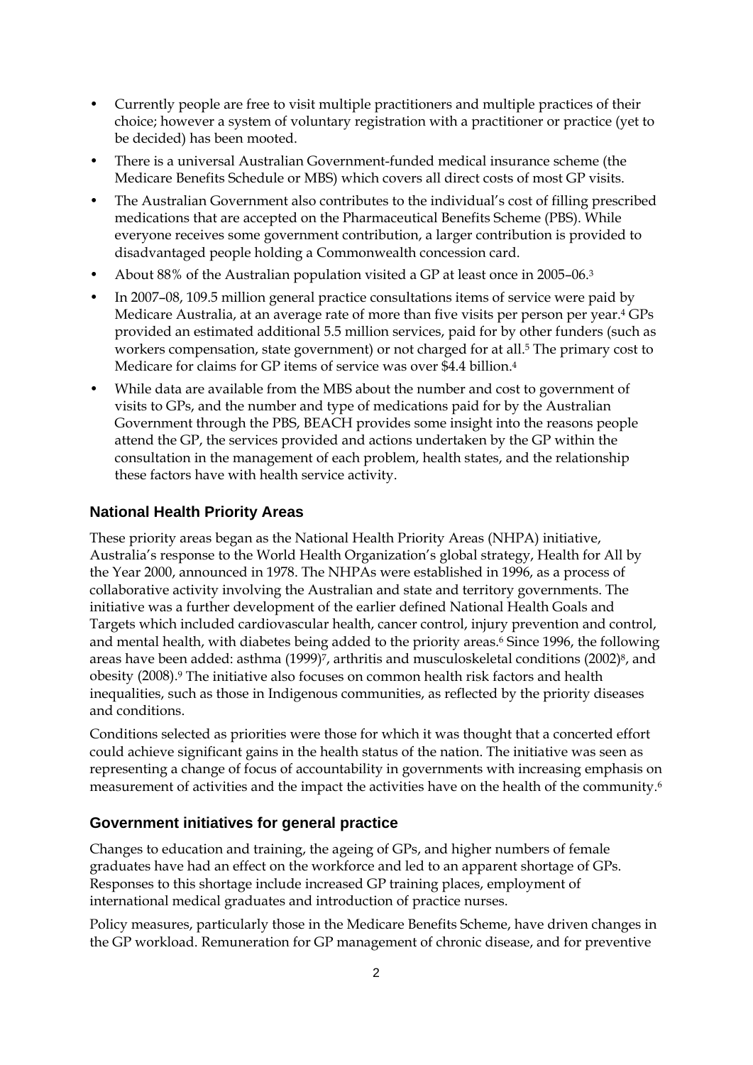- Currently people are free to visit multiple practitioners and multiple practices of their choice; however a system of voluntary registration with a practitioner or practice (yet to be decided) has been mooted.
- There is a universal Australian Government-funded medical insurance scheme (the Medicare Benefits Schedule or MBS) which covers all direct costs of most GP visits.
- The Australian Government also contributes to the individual's cost of filling prescribed medications that are accepted on the Pharmaceutical Benefits Scheme (PBS). While everyone receives some government contribution, a larger contribution is provided to disadvantaged people holding a Commonwealth concession card.
- About 88% of the Australian population visited a GP at least once in 2005–06.[3]
- In 2007–08, 109.5 million general practice consultations items of service were paid by Medicare Australia, at an average rate of more than five visits per person per year.[4] GPs provided an estimated additional 5.5 million services, paid for by other funders (such as workers compensation, state government) or not charged for at all.[5] The primary cost to Medicare for claims for GP items of service was over $4.4 billion.[4]
- While data are available from the MBS about the number and cost to government of visits to GPs, and the number and type of medications paid for by the Australian Government through the PBS, BEACH provides some insight into the reasons people attend the GP, the services provided and actions undertaken by the GP within the consultation in the management of each problem, health states, and the relationship these factors have with health service activity.

### National Health Priority Areas

These priority areas began as the National Health Priority Areas (NHPA) initiative, Australia's response to the World Health Organization's global strategy, Health for All by the Year 2000, announced in 1978. The NHPAs were established in 1996, as a process of collaborative activity involving the Australian and state and territory governments. The initiative was a further development of the earlier defined National Health Goals and Targets which included cardiovascular health, cancer control, injury prevention and control, and mental health, with diabetes being added to the priority areas.[6] Since 1996, the following areas have been added: asthma (1999)[7], arthritis and musculoskeletal conditions (2002)[8], and obesity (2008).[9] The initiative also focuses on common health risk factors and health inequalities, such as those in Indigenous communities, as reflected by the priority diseases and conditions.

Conditions selected as priorities were those for which it was thought that a concerted effort could achieve significant gains in the health status of the nation. The initiative was seen as representing a change of focus of accountability in governments with increasing emphasis on measurement of activities and the impact the activities have on the health of the community.[6]

### Government initiatives for general practice

Changes to education and training, the ageing of GPs, and higher numbers of female graduates have had an effect on the workforce and led to an apparent shortage of GPs. Responses to this shortage include increased GP training places, employment of international medical graduates and introduction of practice nurses.

Policy measures, particularly those in the Medicare Benefits Scheme, have driven changes in the GP workload. Remuneration for GP management of chronic disease, and for preventive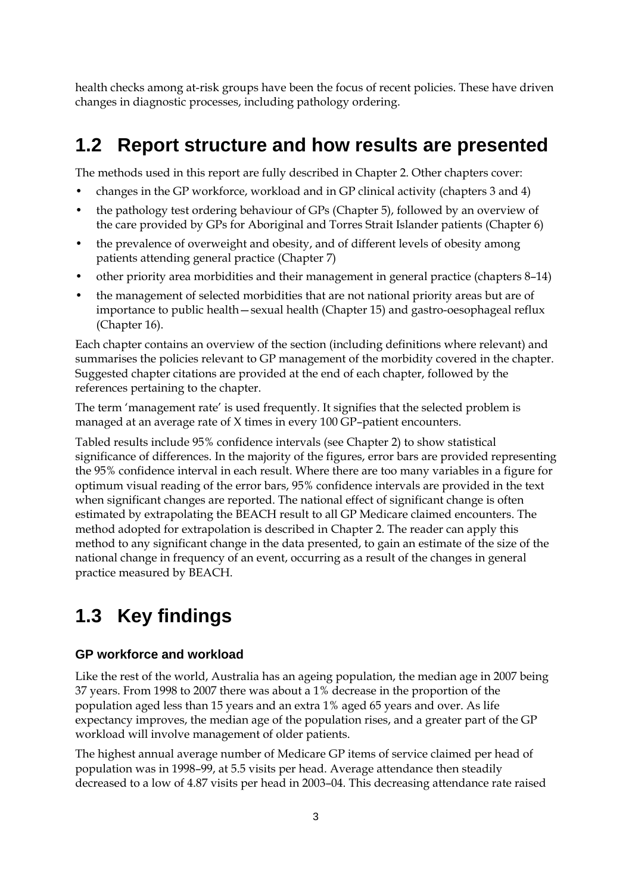health checks among at-risk groups have been the focus of recent policies. These have driven changes in diagnostic processes, including pathology ordering.

## 1.2 Report structure and how results are presented

The methods used in this report are fully described in Chapter 2. Other chapters cover:

- changes in the GP workforce, workload and in GP clinical activity (chapters 3 and 4)
- the pathology test ordering behaviour of GPs (Chapter 5), followed by an overview of the care provided by GPs for Aboriginal and Torres Strait Islander patients (Chapter 6)
- the prevalence of overweight and obesity, and of different levels of obesity among patients attending general practice (Chapter 7)
- other priority area morbidities and their management in general practice (chapters 8–14)
- the management of selected morbidities that are not national priority areas but are of importance to public health—sexual health (Chapter 15) and gastro-oesophageal reflux (Chapter 16).

Each chapter contains an overview of the section (including definitions where relevant) and summarises the policies relevant to GP management of the morbidity covered in the chapter. Suggested chapter citations are provided at the end of each chapter, followed by the references pertaining to the chapter.

The term 'management rate' is used frequently. It signifies that the selected problem is managed at an average rate of X times in every 100 GP–patient encounters.

Tabled results include 95% confidence intervals (see Chapter 2) to show statistical significance of differences. In the majority of the figures, error bars are provided representing the 95% confidence interval in each result. Where there are too many variables in a figure for optimum visual reading of the error bars, 95% confidence intervals are provided in the text when significant changes are reported. The national effect of significant change is often estimated by extrapolating the BEACH result to all GP Medicare claimed encounters. The method adopted for extrapolation is described in Chapter 2. The reader can apply this method to any significant change in the data presented, to gain an estimate of the size of the national change in frequency of an event, occurring as a result of the changes in general practice measured by BEACH.

## 1.3 Key findings

### GP workforce and workload

Like the rest of the world, Australia has an ageing population, the median age in 2007 being 37 years. From 1998 to 2007 there was about a 1% decrease in the proportion of the population aged less than 15 years and an extra 1% aged 65 years and over. As life expectancy improves, the median age of the population rises, and a greater part of the GP workload will involve management of older patients.

The highest annual average number of Medicare GP items of service claimed per head of population was in 1998–99, at 5.5 visits per head. Average attendance then steadily decreased to a low of 4.87 visits per head in 2003–04. This decreasing attendance rate raised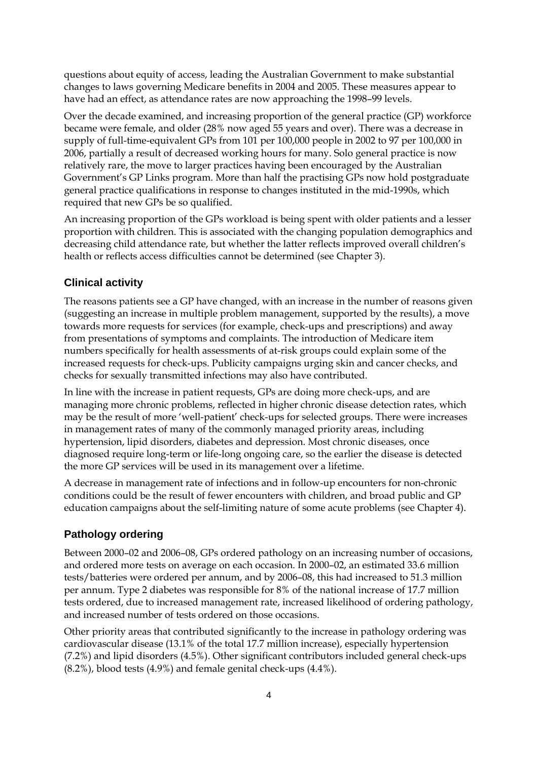questions about equity of access, leading the Australian Government to make substantial changes to laws governing Medicare benefits in 2004 and 2005. These measures appear to have had an effect, as attendance rates are now approaching the 1998–99 levels.

Over the decade examined, and increasing proportion of the general practice (GP) workforce became were female, and older (28% now aged 55 years and over). There was a decrease in supply of full-time-equivalent GPs from 101 per 100,000 people in 2002 to 97 per 100,000 in 2006, partially a result of decreased working hours for many. Solo general practice is now relatively rare, the move to larger practices having been encouraged by the Australian Government's GP Links program. More than half the practising GPs now hold postgraduate general practice qualifications in response to changes instituted in the mid-1990s, which required that new GPs be so qualified.

An increasing proportion of the GPs workload is being spent with older patients and a lesser proportion with children. This is associated with the changing population demographics and decreasing child attendance rate, but whether the latter reflects improved overall children's health or reflects access difficulties cannot be determined (see Chapter 3).

## Clinical activity

The reasons patients see a GP have changed, with an increase in the number of reasons given (suggesting an increase in multiple problem management, supported by the results), a move towards more requests for services (for example, check-ups and prescriptions) and away from presentations of symptoms and complaints. The introduction of Medicare item numbers specifically for health assessments of at-risk groups could explain some of the increased requests for check-ups. Publicity campaigns urging skin and cancer checks, and checks for sexually transmitted infections may also have contributed.

In line with the increase in patient requests, GPs are doing more check-ups, and are managing more chronic problems, reflected in higher chronic disease detection rates, which may be the result of more 'well-patient' check-ups for selected groups. There were increases in management rates of many of the commonly managed priority areas, including hypertension, lipid disorders, diabetes and depression. Most chronic diseases, once diagnosed require long-term or life-long ongoing care, so the earlier the disease is detected the more GP services will be used in its management over a lifetime.

A decrease in management rate of infections and in follow-up encounters for non-chronic conditions could be the result of fewer encounters with children, and broad public and GP education campaigns about the self-limiting nature of some acute problems (see Chapter 4).

## Pathology ordering

Between 2000–02 and 2006–08, GPs ordered pathology on an increasing number of occasions, and ordered more tests on average on each occasion. In 2000–02, an estimated 33.6 million tests/batteries were ordered per annum, and by 2006–08, this had increased to 51.3 million per annum. Type 2 diabetes was responsible for 8% of the national increase of 17.7 million tests ordered, due to increased management rate, increased likelihood of ordering pathology, and increased number of tests ordered on those occasions.

Other priority areas that contributed significantly to the increase in pathology ordering was cardiovascular disease (13.1% of the total 17.7 million increase), especially hypertension (7.2%) and lipid disorders (4.5%). Other significant contributors included general check-ups (8.2%), blood tests (4.9%) and female genital check-ups (4.4%).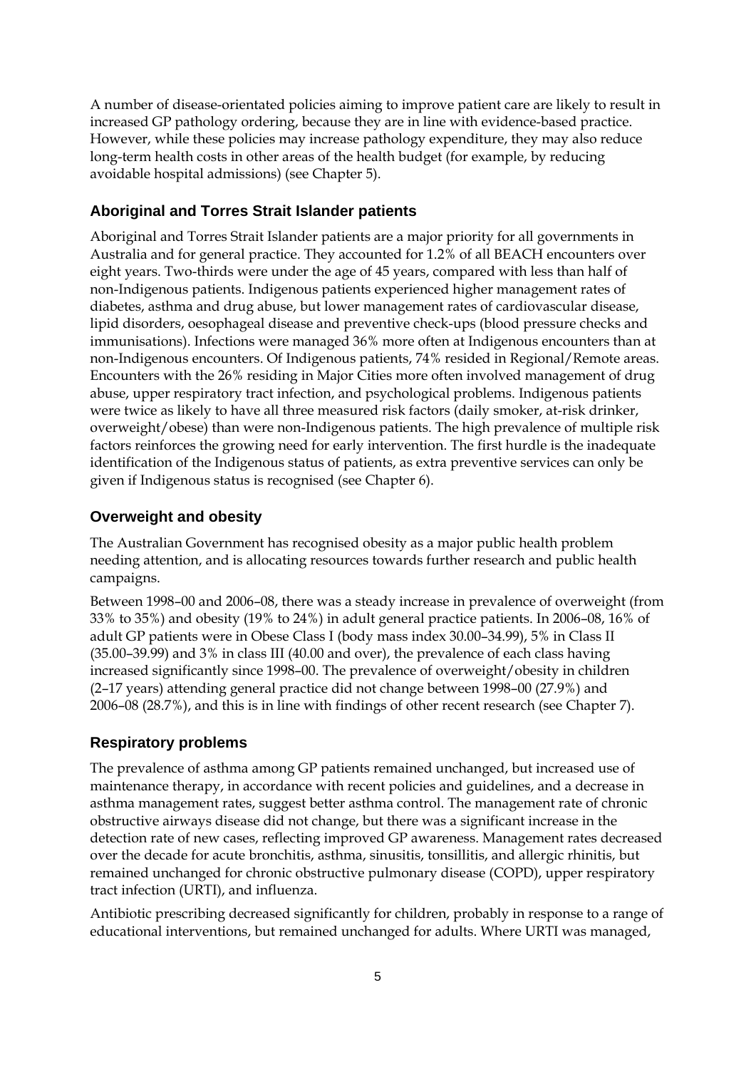A number of disease-orientated policies aiming to improve patient care are likely to result in increased GP pathology ordering, because they are in line with evidence-based practice. However, while these policies may increase pathology expenditure, they may also reduce long-term health costs in other areas of the health budget (for example, by reducing avoidable hospital admissions) (see Chapter 5).

### Aboriginal and Torres Strait Islander patients

Aboriginal and Torres Strait Islander patients are a major priority for all governments in Australia and for general practice. They accounted for 1.2% of all BEACH encounters over eight years. Two-thirds were under the age of 45 years, compared with less than half of non-Indigenous patients. Indigenous patients experienced higher management rates of diabetes, asthma and drug abuse, but lower management rates of cardiovascular disease, lipid disorders, oesophageal disease and preventive check-ups (blood pressure checks and immunisations). Infections were managed 36% more often at Indigenous encounters than at non-Indigenous encounters. Of Indigenous patients, 74% resided in Regional/Remote areas. Encounters with the 26% residing in Major Cities more often involved management of drug abuse, upper respiratory tract infection, and psychological problems. Indigenous patients were twice as likely to have all three measured risk factors (daily smoker, at-risk drinker, overweight/obese) than were non-Indigenous patients. The high prevalence of multiple risk factors reinforces the growing need for early intervention. The first hurdle is the inadequate identification of the Indigenous status of patients, as extra preventive services can only be given if Indigenous status is recognised (see Chapter 6).

### Overweight and obesity

The Australian Government has recognised obesity as a major public health problem needing attention, and is allocating resources towards further research and public health campaigns.

Between 1998–00 and 2006–08, there was a steady increase in prevalence of overweight (from 33% to 35%) and obesity (19% to 24%) in adult general practice patients. In 2006–08, 16% of adult GP patients were in Obese Class I (body mass index 30.00–34.99), 5% in Class II (35.00–39.99) and 3% in class III (40.00 and over), the prevalence of each class having increased significantly since 1998–00. The prevalence of overweight/obesity in children (2–17 years) attending general practice did not change between 1998–00 (27.9%) and 2006–08 (28.7%), and this is in line with findings of other recent research (see Chapter 7).

### Respiratory problems

The prevalence of asthma among GP patients remained unchanged, but increased use of maintenance therapy, in accordance with recent policies and guidelines, and a decrease in asthma management rates, suggest better asthma control. The management rate of chronic obstructive airways disease did not change, but there was a significant increase in the detection rate of new cases, reflecting improved GP awareness. Management rates decreased over the decade for acute bronchitis, asthma, sinusitis, tonsillitis, and allergic rhinitis, but remained unchanged for chronic obstructive pulmonary disease (COPD), upper respiratory tract infection (URTI), and influenza.

Antibiotic prescribing decreased significantly for children, probably in response to a range of educational interventions, but remained unchanged for adults. Where URTI was managed,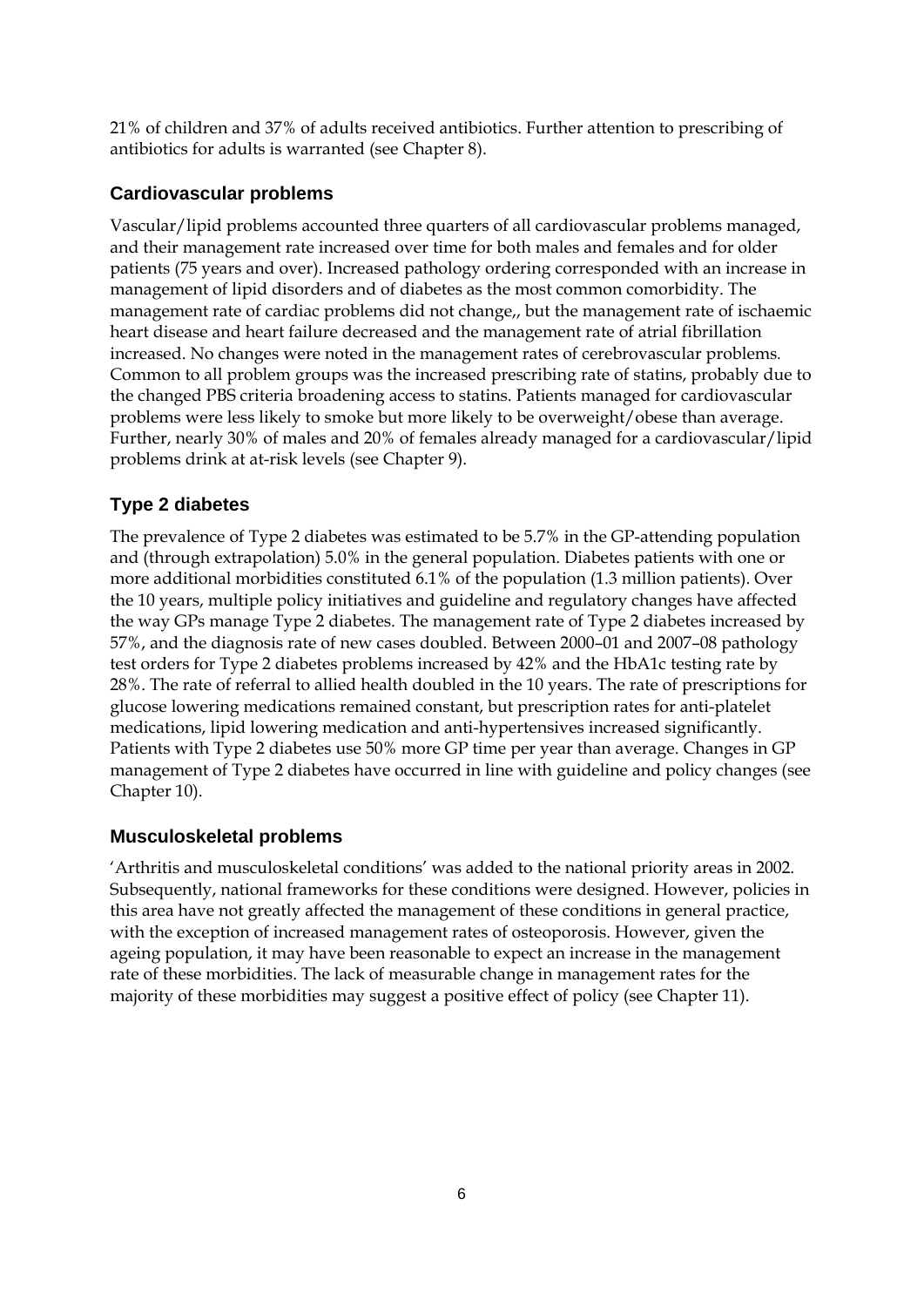21% of children and 37% of adults received antibiotics. Further attention to prescribing of antibiotics for adults is warranted (see Chapter 8).

### Cardiovascular problems

Vascular/lipid problems accounted three quarters of all cardiovascular problems managed, and their management rate increased over time for both males and females and for older patients (75 years and over). Increased pathology ordering corresponded with an increase in management of lipid disorders and of diabetes as the most common comorbidity. The management rate of cardiac problems did not change,, but the management rate of ischaemic heart disease and heart failure decreased and the management rate of atrial fibrillation increased. No changes were noted in the management rates of cerebrovascular problems. Common to all problem groups was the increased prescribing rate of statins, probably due to the changed PBS criteria broadening access to statins. Patients managed for cardiovascular problems were less likely to smoke but more likely to be overweight/obese than average. Further, nearly 30% of males and 20% of females already managed for a cardiovascular/lipid problems drink at at-risk levels (see Chapter 9).

### Type 2 diabetes

The prevalence of Type 2 diabetes was estimated to be 5.7% in the GP-attending population and (through extrapolation) 5.0% in the general population. Diabetes patients with one or more additional morbidities constituted 6.1% of the population (1.3 million patients). Over the 10 years, multiple policy initiatives and guideline and regulatory changes have affected the way GPs manage Type 2 diabetes. The management rate of Type 2 diabetes increased by 57%, and the diagnosis rate of new cases doubled. Between 2000–01 and 2007–08 pathology test orders for Type 2 diabetes problems increased by 42% and the HbA1c testing rate by 28%. The rate of referral to allied health doubled in the 10 years. The rate of prescriptions for glucose lowering medications remained constant, but prescription rates for anti-platelet medications, lipid lowering medication and anti-hypertensives increased significantly. Patients with Type 2 diabetes use 50% more GP time per year than average. Changes in GP management of Type 2 diabetes have occurred in line with guideline and policy changes (see Chapter 10).

### Musculoskeletal problems

'Arthritis and musculoskeletal conditions' was added to the national priority areas in 2002. Subsequently, national frameworks for these conditions were designed. However, policies in this area have not greatly affected the management of these conditions in general practice, with the exception of increased management rates of osteoporosis. However, given the ageing population, it may have been reasonable to expect an increase in the management rate of these morbidities. The lack of measurable change in management rates for the majority of these morbidities may suggest a positive effect of policy (see Chapter 11).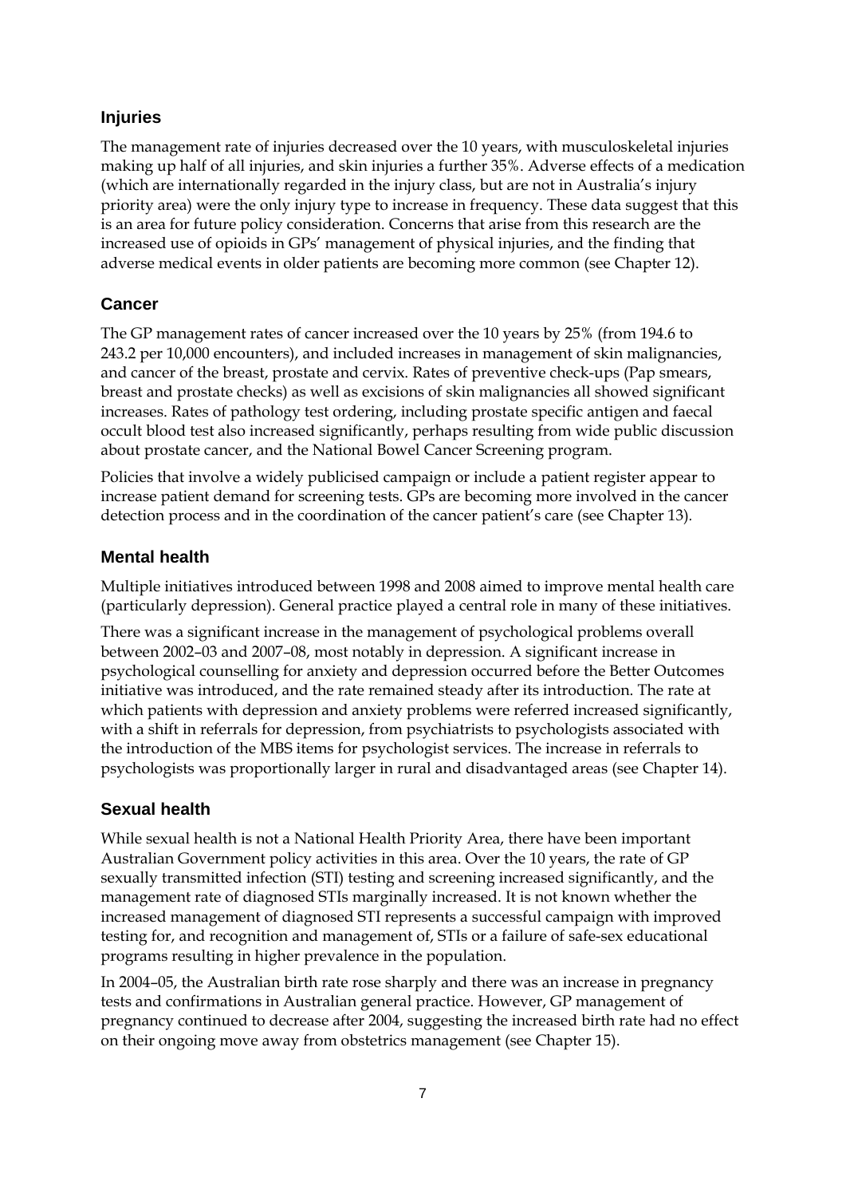### Injuries

The management rate of injuries decreased over the 10 years, with musculoskeletal injuries making up half of all injuries, and skin injuries a further 35%. Adverse effects of a medication (which are internationally regarded in the injury class, but are not in Australia's injury priority area) were the only injury type to increase in frequency. These data suggest that this is an area for future policy consideration. Concerns that arise from this research are the increased use of opioids in GPs' management of physical injuries, and the finding that adverse medical events in older patients are becoming more common (see Chapter 12).

### Cancer

The GP management rates of cancer increased over the 10 years by 25% (from 194.6 to 243.2 per 10,000 encounters), and included increases in management of skin malignancies, and cancer of the breast, prostate and cervix. Rates of preventive check-ups (Pap smears, breast and prostate checks) as well as excisions of skin malignancies all showed significant increases. Rates of pathology test ordering, including prostate specific antigen and faecal occult blood test also increased significantly, perhaps resulting from wide public discussion about prostate cancer, and the National Bowel Cancer Screening program.

Policies that involve a widely publicised campaign or include a patient register appear to increase patient demand for screening tests. GPs are becoming more involved in the cancer detection process and in the coordination of the cancer patient's care (see Chapter 13).

### Mental health

Multiple initiatives introduced between 1998 and 2008 aimed to improve mental health care (particularly depression). General practice played a central role in many of these initiatives.

There was a significant increase in the management of psychological problems overall between 2002–03 and 2007–08, most notably in depression. A significant increase in psychological counselling for anxiety and depression occurred before the Better Outcomes initiative was introduced, and the rate remained steady after its introduction. The rate at which patients with depression and anxiety problems were referred increased significantly, with a shift in referrals for depression, from psychiatrists to psychologists associated with the introduction of the MBS items for psychologist services. The increase in referrals to psychologists was proportionally larger in rural and disadvantaged areas (see Chapter 14).

### Sexual health

While sexual health is not a National Health Priority Area, there have been important Australian Government policy activities in this area. Over the 10 years, the rate of GP sexually transmitted infection (STI) testing and screening increased significantly, and the management rate of diagnosed STIs marginally increased. It is not known whether the increased management of diagnosed STI represents a successful campaign with improved testing for, and recognition and management of, STIs or a failure of safe-sex educational programs resulting in higher prevalence in the population.

In 2004–05, the Australian birth rate rose sharply and there was an increase in pregnancy tests and confirmations in Australian general practice. However, GP management of pregnancy continued to decrease after 2004, suggesting the increased birth rate had no effect on their ongoing move away from obstetrics management (see Chapter 15).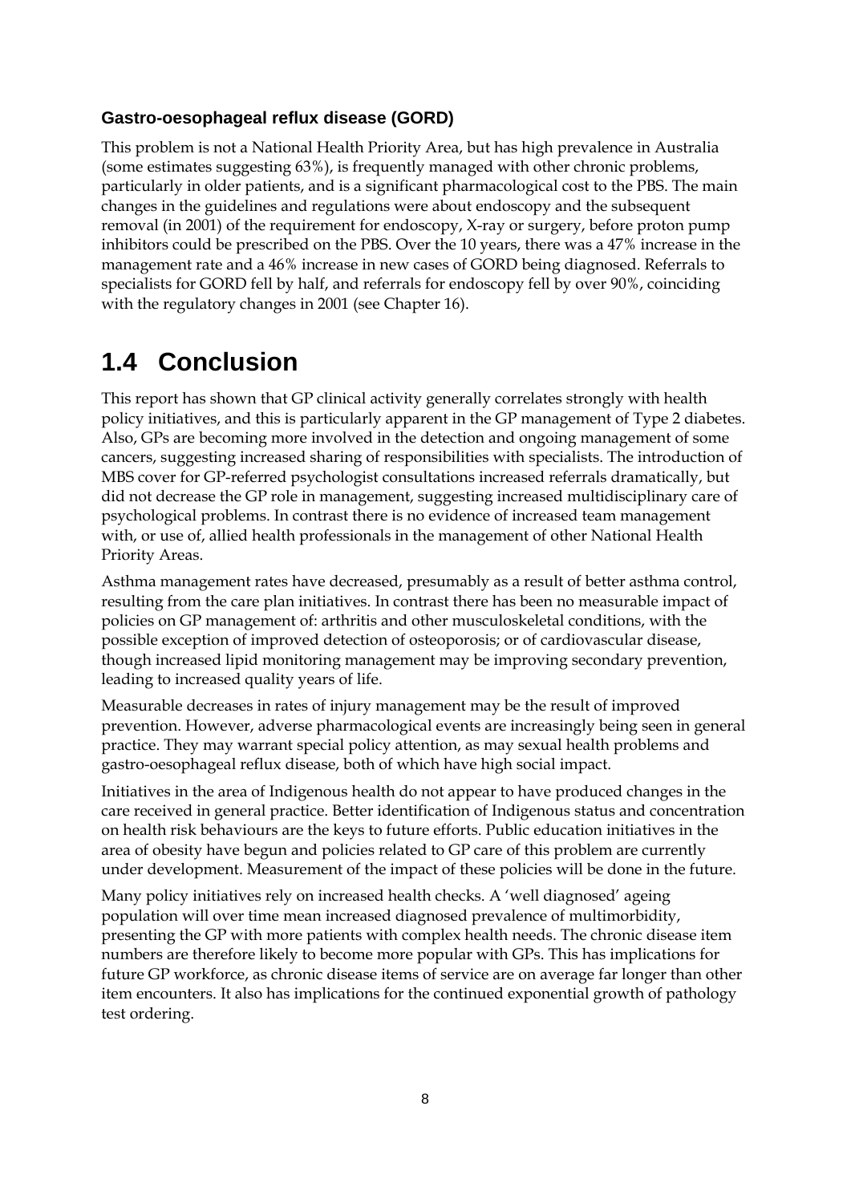### Gastro-oesophageal reflux disease (GORD)

This problem is not a National Health Priority Area, but has high prevalence in Australia (some estimates suggesting 63%), is frequently managed with other chronic problems, particularly in older patients, and is a significant pharmacological cost to the PBS. The main changes in the guidelines and regulations were about endoscopy and the subsequent removal (in 2001) of the requirement for endoscopy, X-ray or surgery, before proton pump inhibitors could be prescribed on the PBS. Over the 10 years, there was a 47% increase in the management rate and a 46% increase in new cases of GORD being diagnosed. Referrals to specialists for GORD fell by half, and referrals for endoscopy fell by over 90%, coinciding with the regulatory changes in 2001 (see Chapter 16).

## 1.4 Conclusion

This report has shown that GP clinical activity generally correlates strongly with health policy initiatives, and this is particularly apparent in the GP management of Type 2 diabetes. Also, GPs are becoming more involved in the detection and ongoing management of some cancers, suggesting increased sharing of responsibilities with specialists. The introduction of MBS cover for GP-referred psychologist consultations increased referrals dramatically, but did not decrease the GP role in management, suggesting increased multidisciplinary care of psychological problems. In contrast there is no evidence of increased team management with, or use of, allied health professionals in the management of other National Health Priority Areas.

Asthma management rates have decreased, presumably as a result of better asthma control, resulting from the care plan initiatives. In contrast there has been no measurable impact of policies on GP management of: arthritis and other musculoskeletal conditions, with the possible exception of improved detection of osteoporosis; or of cardiovascular disease, though increased lipid monitoring management may be improving secondary prevention, leading to increased quality years of life.

Measurable decreases in rates of injury management may be the result of improved prevention. However, adverse pharmacological events are increasingly being seen in general practice. They may warrant special policy attention, as may sexual health problems and gastro-oesophageal reflux disease, both of which have high social impact.

Initiatives in the area of Indigenous health do not appear to have produced changes in the care received in general practice. Better identification of Indigenous status and concentration on health risk behaviours are the keys to future efforts. Public education initiatives in the area of obesity have begun and policies related to GP care of this problem are currently under development. Measurement of the impact of these policies will be done in the future.

Many policy initiatives rely on increased health checks. A 'well diagnosed' ageing population will over time mean increased diagnosed prevalence of multimorbidity, presenting the GP with more patients with complex health needs. The chronic disease item numbers are therefore likely to become more popular with GPs. This has implications for future GP workforce, as chronic disease items of service are on average far longer than other item encounters. It also has implications for the continued exponential growth of pathology test ordering.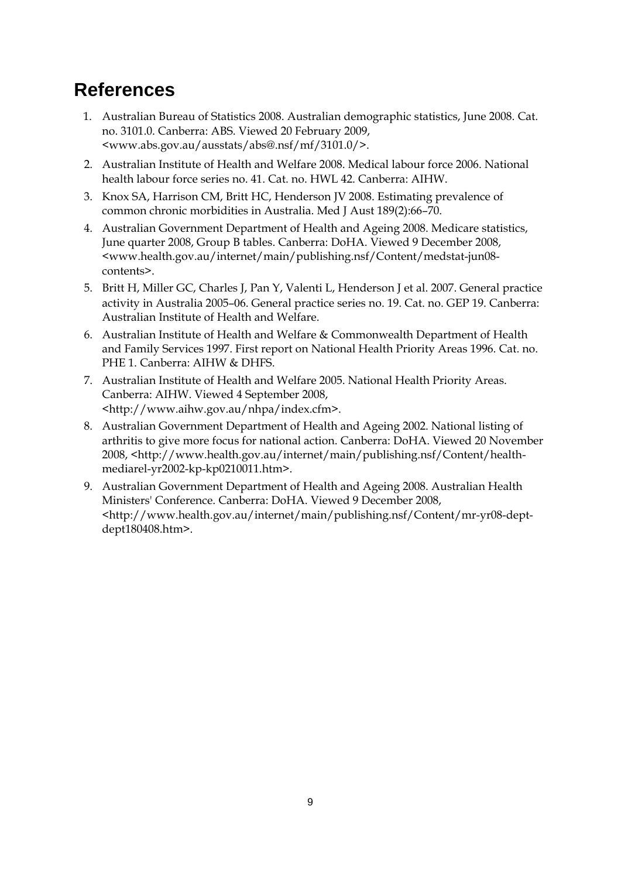# References

1. Australian Bureau of Statistics 2008. Australian demographic statistics, June 2008. Cat. no. 3101.0. Canberra: ABS. Viewed 20 February 2009, <www.abs.gov.au/ausstats/abs@.nsf/mf/3101.0/>.
2. Australian Institute of Health and Welfare 2008. Medical labour force 2006. National health labour force series no. 41. Cat. no. HWL 42. Canberra: AIHW.
3. Knox SA, Harrison CM, Britt HC, Henderson JV 2008. Estimating prevalence of common chronic morbidities in Australia. Med J Aust 189(2):66–70.
4. Australian Government Department of Health and Ageing 2008. Medicare statistics, June quarter 2008, Group B tables. Canberra: DoHA. Viewed 9 December 2008, <www.health.gov.au/internet/main/publishing.nsf/Content/medstat-jun08-contents>.
5. Britt H, Miller GC, Charles J, Pan Y, Valenti L, Henderson J et al. 2007. General practice activity in Australia 2005–06. General practice series no. 19. Cat. no. GEP 19. Canberra: Australian Institute of Health and Welfare.
6. Australian Institute of Health and Welfare & Commonwealth Department of Health and Family Services 1997. First report on National Health Priority Areas 1996. Cat. no. PHE 1. Canberra: AIHW & DHFS.
7. Australian Institute of Health and Welfare 2005. National Health Priority Areas. Canberra: AIHW. Viewed 4 September 2008, <http://www.aihw.gov.au/nhpa/index.cfm>.
8. Australian Government Department of Health and Ageing 2002. National listing of arthritis to give more focus for national action. Canberra: DoHA. Viewed 20 November 2008, <http://www.health.gov.au/internet/main/publishing.nsf/Content/health-mediarel-yr2002-kp-kp0210011.htm>.
9. Australian Government Department of Health and Ageing 2008. Australian Health Ministers' Conference. Canberra: DoHA. Viewed 9 December 2008, <http://www.health.gov.au/internet/main/publishing.nsf/Content/mr-yr08-dept-dept180408.htm>.